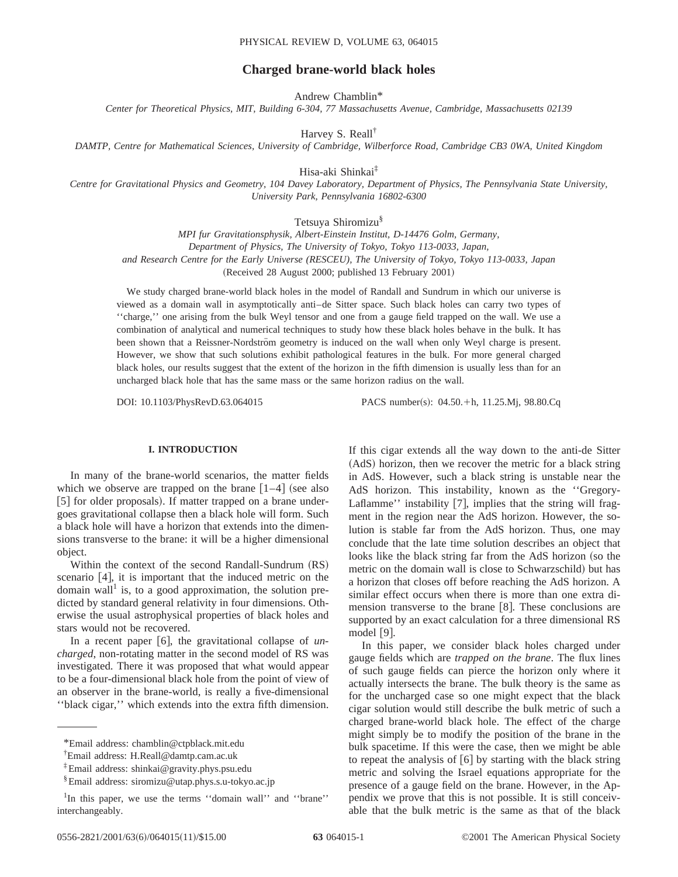# Charged brane-world black holes

Andrew Chamblin*

*Center for Theoretical Physics, MIT, Building 6-304, 77 Massachusetts Avenue, Cambridge, Massachusetts 02139*

Harvey S. Reall†

*DAMTP, Centre for Mathematical Sciences, University of Cambridge, Wilberforce Road, Cambridge CB3 0WA, United Kingdom*

Hisa-aki Shinkai‡

*Centre for Gravitational Physics and Geometry, 104 Davey Laboratory, Department of Physics, The Pennsylvania State University, University Park, Pennsylvania 16802-6300*

Tetsuya Shiromizu§

*MPI fur Gravitationsphysik, Albert-Einstein Institut, D-14476 Golm, Germany,*
*Department of Physics, The University of Tokyo, Tokyo 113-0033, Japan,*
*and Research Centre for the Early Universe (RESCEU), The University of Tokyo, Tokyo 113-0033, Japan*

(Received 28 August 2000; published 13 February 2001)

We study charged brane-world black holes in the model of Randall and Sundrum in which our universe is viewed as a domain wall in asymptotically anti–de Sitter space. Such black holes can carry two types of ''charge,'' one arising from the bulk Weyl tensor and one from a gauge field trapped on the wall. We use a combination of analytical and numerical techniques to study how these black holes behave in the bulk. It has been shown that a Reissner-Nordström geometry is induced on the wall when only Weyl charge is present. However, we show that such solutions exhibit pathological features in the bulk. For more general charged black holes, our results suggest that the extent of the horizon in the fifth dimension is usually less than for an uncharged black hole that has the same mass or the same horizon radius on the wall.

DOI: 10.1103/PhysRevD.63.064015 PACS number(s): 04.50.+h, 11.25.Mj, 98.80.Cq

## I. INTRODUCTION

In many of the brane-world scenarios, the matter fields which we observe are trapped on the brane [1–4] (see also [5] for older proposals). If matter trapped on a brane undergoes gravitational collapse then a black hole will form. Such a black hole will have a horizon that extends into the dimensions transverse to the brane: it will be a higher dimensional object.

Within the context of the second Randall-Sundrum (RS) scenario [4], it is important that the induced metric on the domain wall[1] is, to a good approximation, the solution predicted by standard general relativity in four dimensions. Otherwise the usual astrophysical properties of black holes and stars would not be recovered.

In a recent paper [6], the gravitational collapse of *uncharged*, non-rotating matter in the second model of RS was investigated. There it was proposed that what would appear to be a four-dimensional black hole from the point of view of an observer in the brane-world, is really a five-dimensional ''black cigar,'' which extends into the extra fifth dimension. If this cigar extends all the way down to the anti-de Sitter (AdS) horizon, then we recover the metric for a black string in AdS. However, such a black string is unstable near the AdS horizon. This instability, known as the ''Gregory-Laflamme'' instability [7], implies that the string will fragment in the region near the AdS horizon. However, the solution is stable far from the AdS horizon. Thus, one may conclude that the late time solution describes an object that looks like the black string far from the AdS horizon (so the metric on the domain wall is close to Schwarzschild) but has a horizon that closes off before reaching the AdS horizon. A similar effect occurs when there is more than one extra dimension transverse to the brane [8]. These conclusions are supported by an exact calculation for a three dimensional RS model [9].

In this paper, we consider black holes charged under gauge fields which are *trapped on the brane*. The flux lines of such gauge fields can pierce the horizon only where it actually intersects the brane. The bulk theory is the same as for the uncharged case so one might expect that the black cigar solution would still describe the bulk metric of such a charged brane-world black hole. The effect of the charge might simply be to modify the position of the brane in the bulk spacetime. If this were the case, then we might be able to repeat the analysis of [6] by starting with the black string metric and solving the Israel equations appropriate for the presence of a gauge field on the brane. However, in the Appendix we prove that this is not possible. It is still conceivable that the bulk metric is the same as that of the black

---

*Email address: chamblin@ctpblack.mit.edu

†Email address: H.Reall@damtp.cam.ac.uk

‡Email address: shinkai@gravity.phys.psu.edu

§Email address: siromizu@utap.phys.s.u-tokyo.ac.jp

[1] In this paper, we use the terms ''domain wall'' and ''brane'' interchangeably.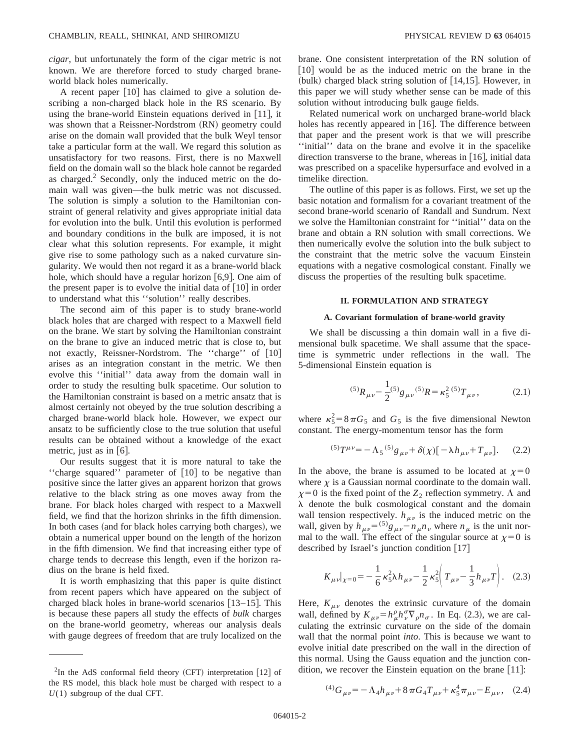*cigar*, but unfortunately the form of the cigar metric is not known. We are therefore forced to study charged brane-world black holes numerically.

A recent paper [10] has claimed to give a solution describing a non-charged black hole in the RS scenario. By using the brane-world Einstein equations derived in [11], it was shown that a Reissner-Nordstrom (RN) geometry could arise on the domain wall provided that the bulk Weyl tensor take a particular form at the wall. We regard this solution as unsatisfactory for two reasons. First, there is no Maxwell field on the domain wall so the black hole cannot be regarded as charged.[2] Secondly, only the induced metric on the domain wall was given—the bulk metric was not discussed. The solution is simply a solution to the Hamiltonian constraint of general relativity and gives appropriate initial data for evolution into the bulk. Until this evolution is performed and boundary conditions in the bulk are imposed, it is not clear what this solution represents. For example, it might give rise to some pathology such as a naked curvature singularity. We would then not regard it as a brane-world black hole, which should have a regular horizon [6,9]. One aim of the present paper is to evolve the initial data of [10] in order to understand what this ''solution'' really describes.

The second aim of this paper is to study brane-world black holes that are charged with respect to a Maxwell field on the brane. We start by solving the Hamiltonian constraint on the brane to give an induced metric that is close to, but not exactly, Reissner-Nordstrom. The ''charge'' of [10] arises as an integration constant in the metric. We then evolve this ''initial'' data away from the domain wall in order to study the resulting bulk spacetime. Our solution to the Hamiltonian constraint is based on a metric ansatz that is almost certainly not obeyed by the true solution describing a charged brane-world black hole. However, we expect our ansatz to be sufficiently close to the true solution that useful results can be obtained without a knowledge of the exact metric, just as in [6].

Our results suggest that it is more natural to take the ''charge squared'' parameter of [10] to be negative than positive since the latter gives an apparent horizon that grows relative to the black string as one moves away from the brane. For black holes charged with respect to a Maxwell field, we find that the horizon shrinks in the fifth dimension. In both cases (and for black holes carrying both charges), we obtain a numerical upper bound on the length of the horizon in the fifth dimension. We find that increasing either type of charge tends to decrease this length, even if the horizon radius on the brane is held fixed.

It is worth emphasizing that this paper is quite distinct from recent papers which have appeared on the subject of charged black holes in brane-world scenarios [13–15]. This is because these papers all study the effects of *bulk* charges on the brane-world geometry, whereas our analysis deals with gauge degrees of freedom that are truly localized on the brane. One consistent interpretation of the RN solution of [10] would be as the induced metric on the brane in the (bulk) charged black string solution of [14,15]. However, in this paper we will study whether sense can be made of this solution without introducing bulk gauge fields.

Related numerical work on uncharged brane-world black holes has recently appeared in [16]. The difference between that paper and the present work is that we will prescribe ''initial'' data on the brane and evolve it in the spacelike direction transverse to the brane, whereas in [16], initial data was prescribed on a spacelike hypersurface and evolved in a timelike direction.

The outline of this paper is as follows. First, we set up the basic notation and formalism for a covariant treatment of the second brane-world scenario of Randall and Sundrum. Next we solve the Hamiltonian constraint for ''initial'' data on the brane and obtain a RN solution with small corrections. We then numerically evolve the solution into the bulk subject to the constraint that the metric solve the vacuum Einstein equations with a negative cosmological constant. Finally we discuss the properties of the resulting bulk spacetime.

## II. FORMULATION AND STRATEGY

### A. Covariant formulation of brane-world gravity

We shall be discussing a thin domain wall in a five dimensional bulk spacetime. We shall assume that the spacetime is symmetric under reflections in the wall. The 5-dimensional Einstein equation is

$$ {}^{(5)}R_{\mu\nu} - \frac{1}{2} {}^{(5)}g_{\mu\nu} {}^{(5)}R = \kappa_5^2 \, {}^{(5)}T_{\mu\nu}, \tag{2.1} $$

where $\kappa_5^2 = 8\pi G_5$ and $G_5$ is the five dimensional Newton constant. The energy-momentum tensor has the form

$$ {}^{(5)}T^{\mu\nu} = -\Lambda_5 \, {}^{(5)}g_{\mu\nu} + \delta(\chi)[-\lambda h_{\mu\nu} + T_{\mu\nu}]. \tag{2.2} $$

In the above, the brane is assumed to be located at $\chi = 0$ where $\chi$ is a Gaussian normal coordinate to the domain wall. $\chi = 0$ is the fixed point of the $Z_2$ reflection symmetry. $\Lambda$ and $\lambda$ denote the bulk cosmological constant and the domain wall tension respectively. $h_{\mu\nu}$ is the induced metric on the wall, given by $h_{\mu\nu} = {}^{(5)}g_{\mu\nu} - n_\mu n_\nu$ where $n_\mu$ is the unit normal to the wall. The effect of the singular source at $\chi = 0$ is described by Israel's junction condition [17]

$$ K_{\mu\nu}|_{\chi=0} = -\frac{1}{6}\kappa_5^2 \lambda h_{\mu\nu} - \frac{1}{2}\kappa_5^2 \left( T_{\mu\nu} - \frac{1}{3} h_{\mu\nu} T \right). \tag{2.3} $$

Here, $K_{\mu\nu}$ denotes the extrinsic curvature of the domain wall, defined by $K_{\mu\nu} = h_\mu^\rho h_\nu^\sigma \nabla_\rho n_\sigma$. In Eq. (2.3), we are calculating the extrinsic curvature on the side of the domain wall that the normal point *into*. This is because we want to evolve initial date prescribed on the wall in the direction of this normal. Using the Gauss equation and the junction condition, we recover the Einstein equation on the brane [11]:

$$ {}^{(4)}G_{\mu\nu} = -\Lambda_4 h_{\mu\nu} + 8\pi G_4 T_{\mu\nu} + \kappa_5^4 \pi_{\mu\nu} - E_{\mu\nu}, \tag{2.4} $$

---

[2] In the AdS conformal field theory (CFT) interpretation [12] of the RS model, this black hole must be charged with respect to a $U(1)$ subgroup of the dual CFT.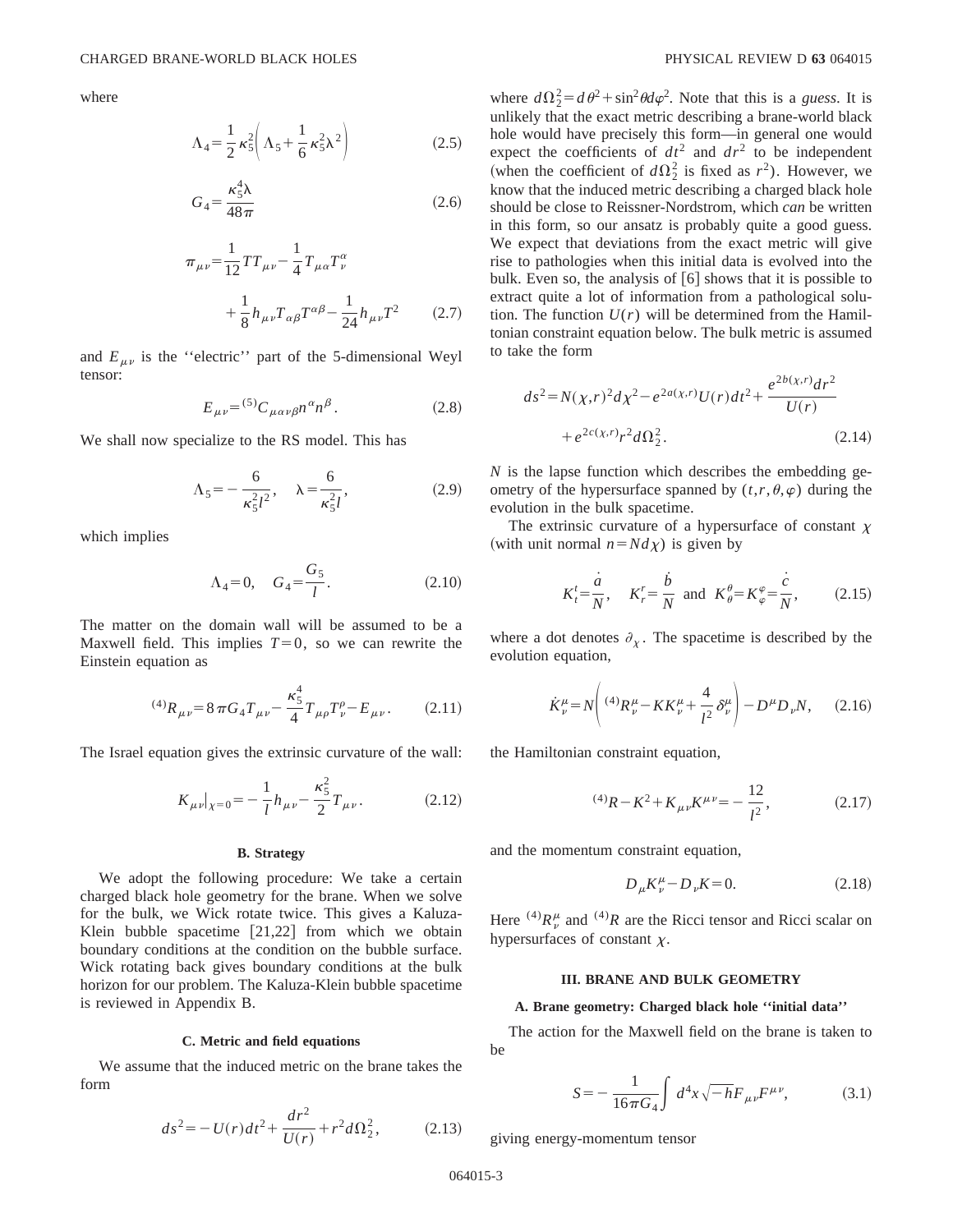where

$$\Lambda_4 = \frac{1}{2}\kappa_5^2\left(\Lambda_5 + \frac{1}{6}\kappa_5^2\lambda^2\right) \tag{2.5}$$

$$G_4 = \frac{\kappa_5^4\lambda}{48\pi} \tag{2.6}$$

$$\pi_{\mu\nu} = \frac{1}{12}TT_{\mu\nu} - \frac{1}{4}T_{\mu\alpha}T^{\alpha}_{\nu} + \frac{1}{8}h_{\mu\nu}T_{\alpha\beta}T^{\alpha\beta} - \frac{1}{24}h_{\mu\nu}T^2 \tag{2.7}$$

and $E_{\mu\nu}$ is the ''electric'' part of the 5-dimensional Weyl tensor:

$$E_{\mu\nu} = {}^{(5)}C_{\mu\alpha\nu\beta}n^{\alpha}n^{\beta}. \tag{2.8}$$

We shall now specialize to the RS model. This has

$$\Lambda_5 = -\frac{6}{\kappa_5^2 l^2}, \quad \lambda = \frac{6}{\kappa_5^2 l}, \tag{2.9}$$

which implies

$$\Lambda_4 = 0, \quad G_4 = \frac{G_5}{l}. \tag{2.10}$$

The matter on the domain wall will be assumed to be a Maxwell field. This implies $T=0$, so we can rewrite the Einstein equation as

$${}^{(4)}R_{\mu\nu} = 8\pi G_4 T_{\mu\nu} - \frac{\kappa_5^4}{4}T_{\mu\rho}T^{\rho}_{\nu} - E_{\mu\nu}. \tag{2.11}$$

The Israel equation gives the extrinsic curvature of the wall:

$$K_{\mu\nu}|_{\chi=0} = -\frac{1}{l}h_{\mu\nu} - \frac{\kappa_5^2}{2}T_{\mu\nu}. \tag{2.12}$$

### B. Strategy

We adopt the following procedure: We take a certain charged black hole geometry for the brane. When we solve for the bulk, we Wick rotate twice. This gives a Kaluza-Klein bubble spacetime [21,22] from which we obtain boundary conditions at the condition on the bubble surface. Wick rotating back gives boundary conditions at the bulk horizon for our problem. The Kaluza-Klein bubble spacetime is reviewed in Appendix B.

### C. Metric and field equations

We assume that the induced metric on the brane takes the form

$$ds^2 = -U(r)dt^2 + \frac{dr^2}{U(r)} + r^2 d\Omega_2^2, \tag{2.13}$$

where $d\Omega_2^2 = d\theta^2 + \sin^2\theta d\varphi^2$. Note that this is a *guess.* It is unlikely that the exact metric describing a brane-world black hole would have precisely this form—in general one would expect the coefficients of $dt^2$ and $dr^2$ to be independent (when the coefficient of $d\Omega_2^2$ is fixed as $r^2$). However, we know that the induced metric describing a charged black hole should be close to Reissner-Nordstrom, which *can* be written in this form, so our ansatz is probably quite a good guess. We expect that deviations from the exact metric will give rise to pathologies when this initial data is evolved into the bulk. Even so, the analysis of [6] shows that it is possible to extract quite a lot of information from a pathological solution. The function $U(r)$ will be determined from the Hamiltonian constraint equation below. The bulk metric is assumed to take the form

$$ds^2 = N(\chi,r)^2 d\chi^2 - e^{2a(\chi,r)}U(r)dt^2 + \frac{e^{2b(\chi,r)}dr^2}{U(r)} + e^{2c(\chi,r)}r^2 d\Omega_2^2. \tag{2.14}$$

$N$ is the lapse function which describes the embedding geometry of the hypersurface spanned by $(t,r,\theta,\varphi)$ during the evolution in the bulk spacetime.

The extrinsic curvature of a hypersurface of constant $\chi$ (with unit normal $n = Nd\chi$) is given by

$$K^t_t = \frac{\dot{a}}{N}, \quad K^r_r = \frac{\dot{b}}{N} \text{ and } K^{\theta}_{\theta} = K^{\varphi}_{\varphi} = \frac{\dot{c}}{N}, \tag{2.15}$$

where a dot denotes $\partial_\chi$. The spacetime is described by the evolution equation,

$$\dot{K}^{\mu}_{\nu} = N\left({}^{(4)}R^{\mu}_{\nu} - KK^{\mu}_{\nu} + \frac{4}{l^2}\delta^{\mu}_{\nu}\right) - D^{\mu}D_{\nu}N, \tag{2.16}$$

the Hamiltonian constraint equation,

$${}^{(4)}R - K^2 + K_{\mu\nu}K^{\mu\nu} = -\frac{12}{l^2}, \tag{2.17}$$

and the momentum constraint equation,

$$D_{\mu}K^{\mu}_{\nu} - D_{\nu}K = 0. \tag{2.18}$$

Here ${}^{(4)}R^{\mu}_{\nu}$ and ${}^{(4)}R$ are the Ricci tensor and Ricci scalar on hypersurfaces of constant $\chi$.

## III. BRANE AND BULK GEOMETRY

### A. Brane geometry: Charged black hole ''initial data''

The action for the Maxwell field on the brane is taken to be

$$S = -\frac{1}{16\pi G_4}\int d^4x\sqrt{-h}F_{\mu\nu}F^{\mu\nu}, \tag{3.1}$$

giving energy-momentum tensor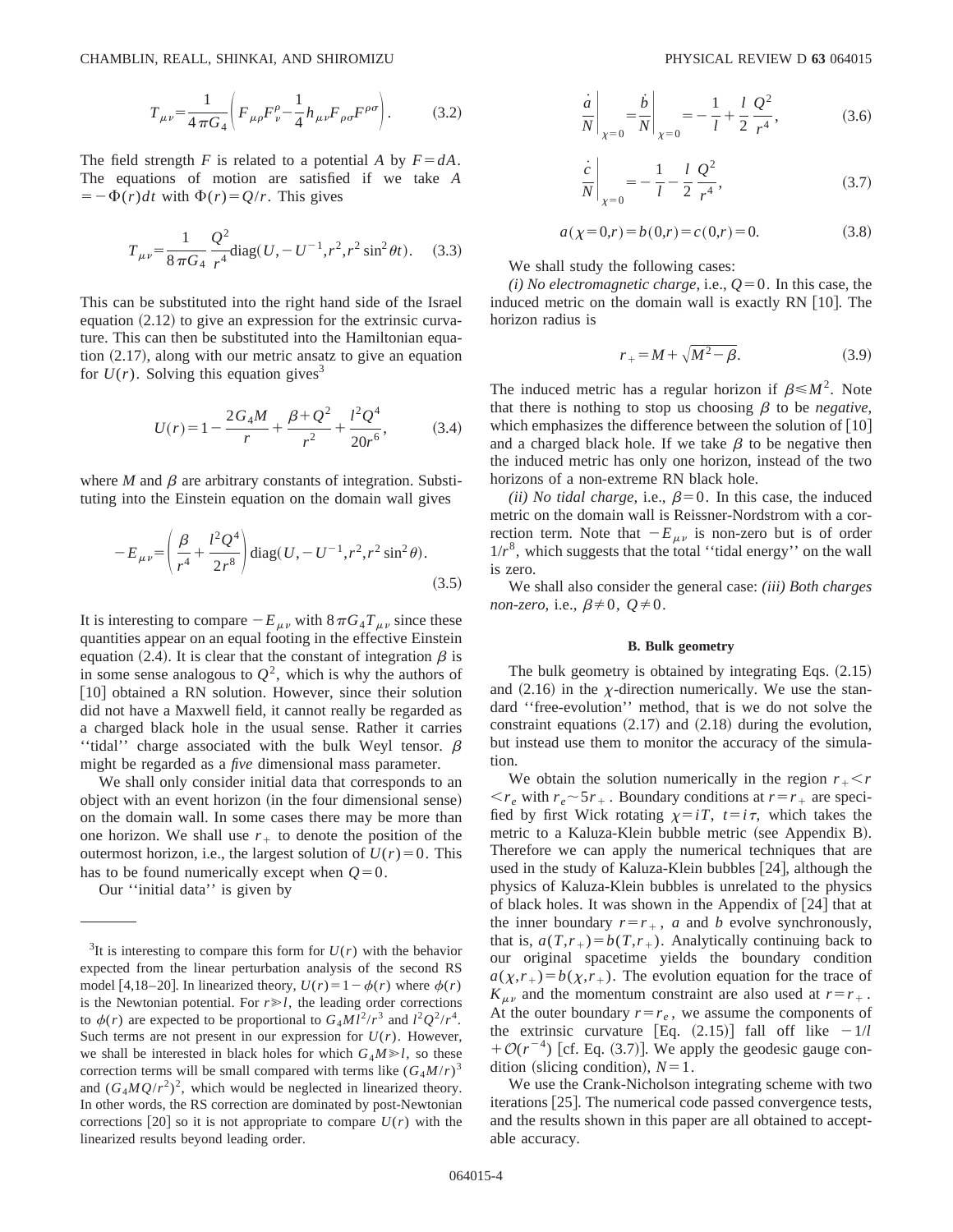$$
T_{\mu\nu}=\frac{1}{4\pi G_4}\left(F_{\mu\rho}F_\nu^\rho-\frac{1}{4}h_{\mu\nu}F_{\rho\sigma}F^{\rho\sigma}\right). \tag{3.2}
$$

The field strength $F$ is related to a potential $A$ by $F=dA$. The equations of motion are satisfied if we take $A=-\Phi(r)dt$ with $\Phi(r)=Q/r$. This gives

$$
T_{\mu\nu}=\frac{1}{8\pi G_4}\frac{Q^2}{r^4}\mathrm{diag}(U,-U^{-1},r^2,r^2\sin^2\theta t). \tag{3.3}
$$

This can be substituted into the right hand side of the Israel equation (2.12) to give an expression for the extrinsic curvature. This can then be substituted into the Hamiltonian equation (2.17), along with our metric ansatz to give an equation for $U(r)$. Solving this equation gives[3]

$$
U(r)=1-\frac{2G_4M}{r}+\frac{\beta+Q^2}{r^2}+\frac{l^2Q^4}{20r^6}, \tag{3.4}
$$

where $M$ and $\beta$ are arbitrary constants of integration. Substituting into the Einstein equation on the domain wall gives

$$
-E_{\mu\nu}=\left(\frac{\beta}{r^4}+\frac{l^2Q^4}{2r^8}\right)\mathrm{diag}(U,-U^{-1},r^2,r^2\sin^2\theta). \tag{3.5}
$$

It is interesting to compare $-E_{\mu\nu}$ with $8\pi G_4 T_{\mu\nu}$ since these quantities appear on an equal footing in the effective Einstein equation (2.4). It is clear that the constant of integration $\beta$ is in some sense analogous to $Q^2$, which is why the authors of [10] obtained a RN solution. However, since their solution did not have a Maxwell field, it cannot really be regarded as a charged black hole in the usual sense. Rather it carries "tidal" charge associated with the bulk Weyl tensor. $\beta$ might be regarded as a *five* dimensional mass parameter.

We shall only consider initial data that corresponds to an object with an event horizon (in the four dimensional sense) on the domain wall. In some cases there may be more than one horizon. We shall use $r_+$ to denote the position of the outermost horizon, i.e., the largest solution of $U(r)=0$. This has to be found numerically except when $Q=0$.

Our "initial data" is given by

$$
\left.\frac{\dot{a}}{N}\right|_{\chi=0}=\left.\frac{\dot{b}}{N}\right|_{\chi=0}=-\frac{1}{l}+\frac{l}{2}\frac{Q^2}{r^4}, \tag{3.6}
$$

$$
\left.\frac{\dot{c}}{N}\right|_{\chi=0}=-\frac{1}{l}-\frac{l}{2}\frac{Q^2}{r^4}, \tag{3.7}
$$

$$
a(\chi=0,r)=b(0,r)=c(0,r)=0. \tag{3.8}
$$

We shall study the following cases:

*(i) No electromagnetic charge*, i.e., $Q=0$. In this case, the induced metric on the domain wall is exactly RN [10]. The horizon radius is

$$
r_+=M+\sqrt{M^2-\beta}. \tag{3.9}
$$

The induced metric has a regular horizon if $\beta\leqslant M^2$. Note that there is nothing to stop us choosing $\beta$ to be *negative*, which emphasizes the difference between the solution of [10] and a charged black hole. If we take $\beta$ to be negative then the induced metric has only one horizon, instead of the two horizons of a non-extreme RN black hole.

*(ii) No tidal charge*, i.e., $\beta=0$. In this case, the induced metric on the domain wall is Reissner-Nordstrom with a correction term. Note that $-E_{\mu\nu}$ is non-zero but is of order $1/r^8$, which suggests that the total "tidal energy" on the wall is zero.

We shall also consider the general case: *(iii) Both charges non-zero*, i.e., $\beta\neq 0$, $Q\neq 0$.

### B. Bulk geometry

The bulk geometry is obtained by integrating Eqs. (2.15) and (2.16) in the $\chi$-direction numerically. We use the standard "free-evolution" method, that is we do not solve the constraint equations (2.17) and (2.18) during the evolution, but instead use them to monitor the accuracy of the simulation.

We obtain the solution numerically in the region $r_+<r<r_e$ with $r_e\sim 5r_+$. Boundary conditions at $r=r_+$ are specified by first Wick rotating $\chi=iT$, $t=i\tau$, which takes the metric to a Kaluza-Klein bubble metric (see Appendix B). Therefore we can apply the numerical techniques that are used in the study of Kaluza-Klein bubbles [24], although the physics of Kaluza-Klein bubbles is unrelated to the physics of black holes. It was shown in the Appendix of [24] that at the inner boundary $r=r_+$, $a$ and $b$ evolve synchronously, that is, $a(T,r_+)=b(T,r_+)$. Analytically continuing back to our original spacetime yields the boundary condition $a(\chi,r_+)=b(\chi,r_+)$. The evolution equation for the trace of $K_{\mu\nu}$ and the momentum constraint are also used at $r=r_+$. At the outer boundary $r=r_e$, we assume the components of the extrinsic curvature [Eq. (2.15)] fall off like $-1/l+\mathcal{O}(r^{-4})$ [cf. Eq. (3.7)]. We apply the geodesic gauge condition (slicing condition), $N=1$.

We use the Crank-Nicholson integrating scheme with two iterations [25]. The numerical code passed convergence tests, and the results shown in this paper are all obtained to acceptable accuracy.

---

[3] It is interesting to compare this form for $U(r)$ with the behavior expected from the linear perturbation analysis of the second RS model [4,18–20]. In linearized theory, $U(r)=1-\phi(r)$ where $\phi(r)$ is the Newtonian potential. For $r\gg l$, the leading order corrections to $\phi(r)$ are expected to be proportional to $G_4Ml^2/r^3$ and $l^2Q^2/r^4$. Such terms are not present in our expression for $U(r)$. However, we shall be interested in black holes for which $G_4M\gg l$, so these correction terms will be small compared with terms like $(G_4M/r)^3$ and $(G_4MQ/r^2)^2$, which would be neglected in linearized theory. In other words, the RS correction are dominated by post-Newtonian corrections [20] so it is not appropriate to compare $U(r)$ with the linearized results beyond leading order.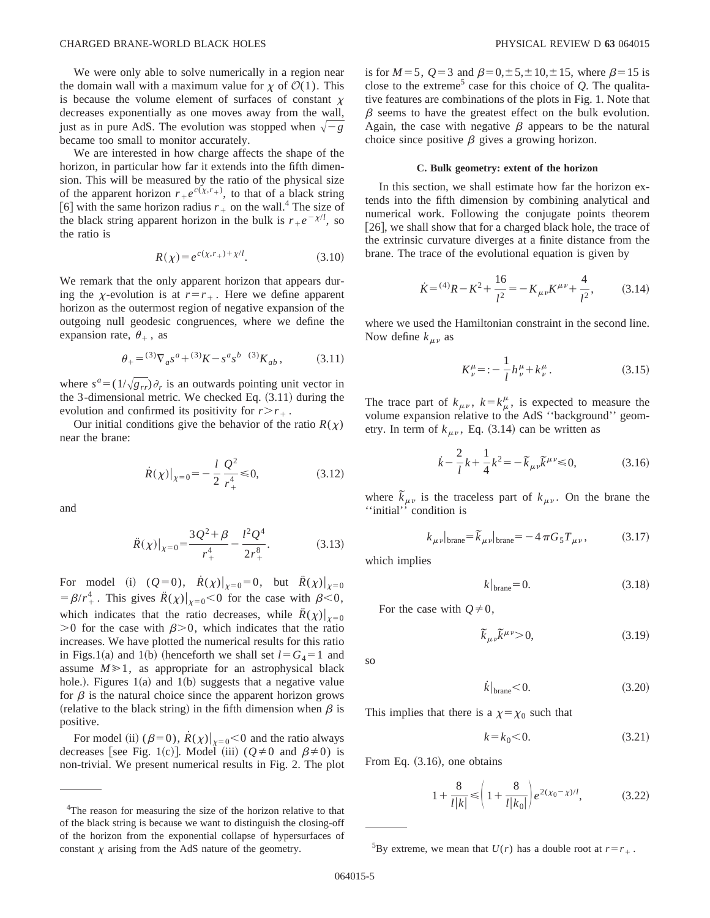We were only able to solve numerically in a region near the domain wall with a maximum value for $\chi$ of $\mathcal{O}(1)$. This is because the volume element of surfaces of constant $\chi$ decreases exponentially as one moves away from the wall, just as in pure AdS. The evolution was stopped when $\sqrt{-g}$ became too small to monitor accurately.

We are interested in how charge affects the shape of the horizon, in particular how far it extends into the fifth dimension. This will be measured by the ratio of the physical size of the apparent horizon $r_+ e^{c(\chi, r_+)}$, to that of a black string [6] with the same horizon radius $r_+$ on the wall.[4] The size of the black string apparent horizon in the bulk is $r_+ e^{-\chi/l}$, so the ratio is

$$R(\chi) = e^{c(\chi, r_+) + \chi/l}. \tag{3.10}$$

We remark that the only apparent horizon that appears during the $\chi$-evolution is at $r = r_+$. Here we define apparent horizon as the outermost region of negative expansion of the outgoing null geodesic congruences, where we define the expansion rate, $\theta_+$, as

$$\theta_+ = {}^{(3)}\nabla_a s^a + {}^{(3)}K - s^a s^b \ {}^{(3)}K_{ab}, \tag{3.11}$$

where $s^a = (1/\sqrt{g_{rr}})\partial_r$ is an outwards pointing unit vector in the 3-dimensional metric. We checked Eq. (3.11) during the evolution and confirmed its positivity for $r > r_+$.

Our initial conditions give the behavior of the ratio $R(\chi)$ near the brane:

$$\dot{R}(\chi)|_{\chi=0} = -\frac{l}{2}\frac{Q^2}{r_+^4} \leq 0, \tag{3.12}$$

and

$$\ddot{R}(\chi)|_{\chi=0} = \frac{3Q^2 + \beta}{r_+^4} - \frac{l^2 Q^4}{2 r_+^8}. \tag{3.13}$$

For model (i) ($Q=0$), $\dot{R}(\chi)|_{\chi=0} = 0$, but $\ddot{R}(\chi)|_{\chi=0} = \beta/r_+^4$. This gives $\ddot{R}(\chi)|_{\chi=0} < 0$ for the case with $\beta < 0$, which indicates that the ratio decreases, while $\ddot{R}(\chi)|_{\chi=0} > 0$ for the case with $\beta > 0$, which indicates that the ratio increases. We have plotted the numerical results for this ratio in Figs.1(a) and 1(b) (henceforth we shall set $l = G_4 = 1$ and assume $M \gg 1$, as appropriate for an astrophysical black hole.). Figures 1(a) and 1(b) suggests that a negative value for $\beta$ is the natural choice since the apparent horizon grows (relative to the black string) in the fifth dimension when $\beta$ is positive.

For model (ii) ($\beta = 0$), $\dot{R}(\chi)|_{\chi=0} < 0$ and the ratio always decreases [see Fig. 1(c)]. Model (iii) ($Q \neq 0$ and $\beta \neq 0$) is non-trivial. We present numerical results in Fig. 2. The plot is for $M=5$, $Q=3$ and $\beta = 0, \pm 5, \pm 10, \pm 15$, where $\beta = 15$ is close to the extreme[5] case for this choice of $Q$. The qualitative features are combinations of the plots in Fig. 1. Note that $\beta$ seems to have the greatest effect on the bulk evolution. Again, the case with negative $\beta$ appears to be the natural choice since positive $\beta$ gives a growing horizon.

### C. Bulk geometry: extent of the horizon

In this section, we shall estimate how far the horizon extends into the fifth dimension by combining analytical and numerical work. Following the conjugate points theorem [26], we shall show that for a charged black hole, the trace of the extrinsic curvature diverges at a finite distance from the brane. The trace of the evolutional equation is given by

$$\dot{K} = {}^{(4)}R - K^2 + \frac{16}{l^2} = -K_{\mu\nu}K^{\mu\nu} + \frac{4}{l^2}, \tag{3.14}$$

where we used the Hamiltonian constraint in the second line. Now define $k_{\mu\nu}$ as

$$K^\mu_\nu =: -\frac{1}{l} h^\mu_\nu + k^\mu_\nu. \tag{3.15}$$

The trace part of $k_{\mu\nu}$, $k = k^\mu_\mu$, is expected to measure the volume expansion relative to the AdS "background" geometry. In term of $k_{\mu\nu}$, Eq. (3.14) can be written as

$$\dot{k} - \frac{2}{l}k + \frac{1}{4}k^2 = -\tilde{k}_{\mu\nu}\tilde{k}^{\mu\nu} \leq 0, \tag{3.16}$$

where $\tilde{k}_{\mu\nu}$ is the traceless part of $k_{\mu\nu}$. On the brane the "initial" condition is

$$k_{\mu\nu}|_{\text{brane}} = \tilde{k}_{\mu\nu}|_{\text{brane}} = -4\pi G_5 T_{\mu\nu}, \tag{3.17}$$

which implies

$$k|_{\text{brane}} = 0. \tag{3.18}$$

For the case with $Q \neq 0$,

$$\tilde{k}_{\mu\nu}\tilde{k}^{\mu\nu} > 0, \tag{3.19}$$

so

$$\dot{k}|_{\text{brane}} < 0. \tag{3.20}$$

This implies that there is a $\chi = \chi_0$ such that

$$k = k_0 < 0. \tag{3.21}$$

From Eq. (3.16), one obtains

$$1 + \frac{8}{l|k|} \leq \left(1 + \frac{8}{l|k_0|}\right) e^{2(\chi_0 - \chi)/l}, \tag{3.22}$$

---

[4] The reason for measuring the size of the horizon relative to that of the black string is because we want to distinguish the closing-off of the horizon from the exponential collapse of hypersurfaces of constant $\chi$ arising from the AdS nature of the geometry.

[5] By extreme, we mean that $U(r)$ has a double root at $r = r_+$.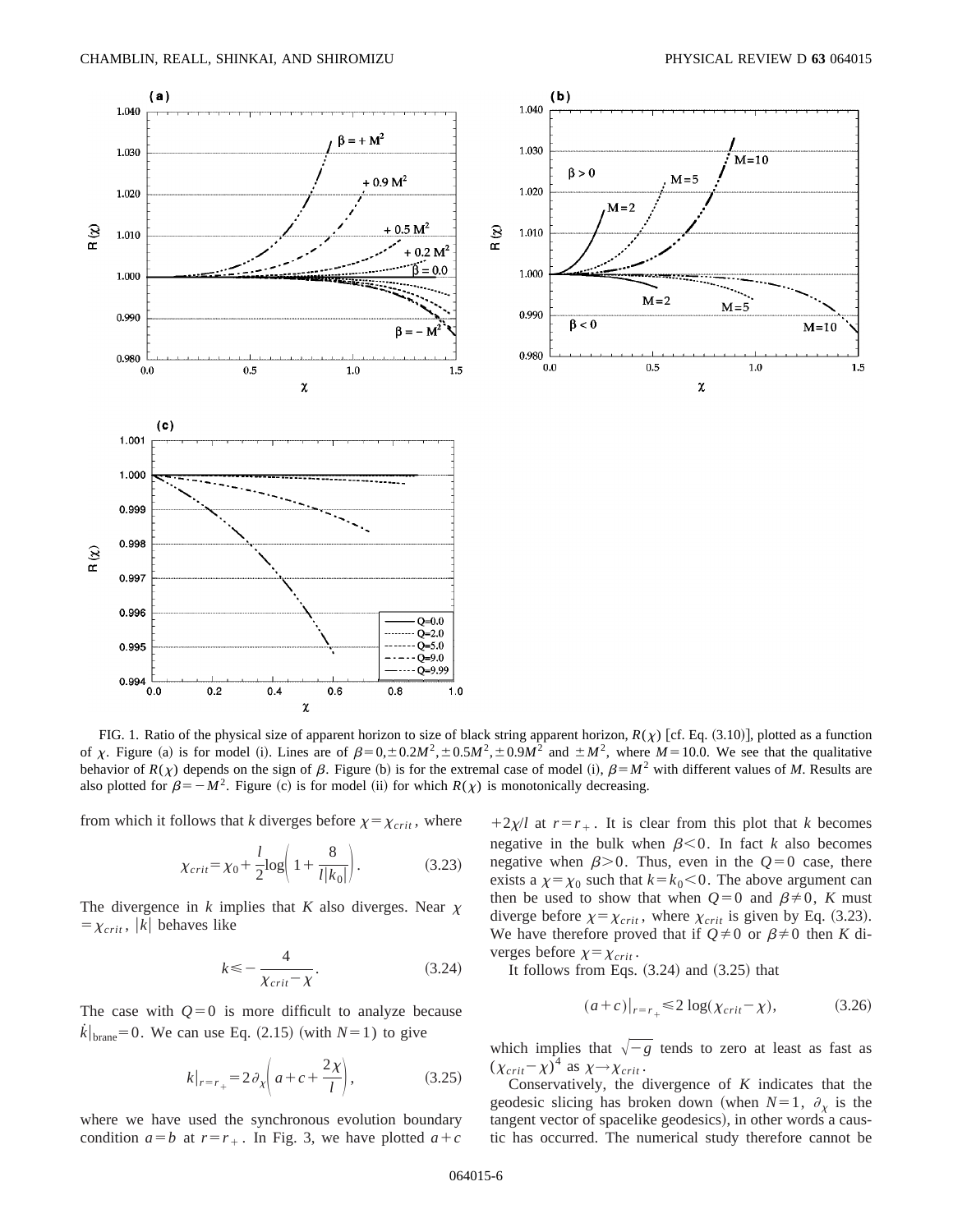FIG. 1. Ratio of the physical size of apparent horizon to size of black string apparent horizon, $R(\chi)$ [cf. Eq. (3.10)], plotted as a function of $\chi$. Figure (a) is for model (i). Lines are of $\beta=0,\pm 0.2M^2,\pm 0.5M^2,\pm 0.9M^2$ and $\pm M^2$, where $M=10.0$. We see that the qualitative behavior of $R(\chi)$ depends on the sign of $\beta$. Figure (b) is for the extremal case of model (i), $\beta=M^2$ with different values of $M$. Results are also plotted for $\beta=-M^2$. Figure (c) is for model (ii) for which $R(\chi)$ is monotonically decreasing.

from which it follows that $k$ diverges before $\chi=\chi_{crit}$, where

$$\chi_{crit}=\chi_0+\frac{l}{2}\log\left(1+\frac{8}{l|k_0|}\right). \tag{3.23}$$

The divergence in $k$ implies that $K$ also diverges. Near $\chi=\chi_{crit}$, $|k|$ behaves like

$$k\leqslant -\frac{4}{\chi_{crit}-\chi}. \tag{3.24}$$

The case with $Q=0$ is more difficult to analyze because $\dot{k}|_{\text{brane}}=0$. We can use Eq. (2.15) (with $N=1$) to give

$$k|_{r=r_+}=2\partial_\chi\left(a+c+\frac{2\chi}{l}\right), \tag{3.25}$$

where we have used the synchronous evolution boundary condition $a=b$ at $r=r_+$. In Fig. 3, we have plotted $a+c+2\chi/l$ at $r=r_+$. It is clear from this plot that $k$ becomes negative in the bulk when $\beta<0$. In fact $k$ also becomes negative when $\beta>0$. Thus, even in the $Q=0$ case, there exists a $\chi=\chi_0$ such that $k=k_0<0$. The above argument can then be used to show that when $Q=0$ and $\beta\neq 0$, $K$ must diverge before $\chi=\chi_{crit}$, where $\chi_{crit}$ is given by Eq. (3.23). We have therefore proved that if $Q\neq 0$ or $\beta\neq 0$ then $K$ diverges before $\chi=\chi_{crit}$.

It follows from Eqs. (3.24) and (3.25) that

$$(a+c)|_{r=r_+}\leqslant 2\log(\chi_{crit}-\chi), \tag{3.26}$$

which implies that $\sqrt{-g}$ tends to zero at least as fast as $(\chi_{crit}-\chi)^4$ as $\chi\rightarrow\chi_{crit}$.

Conservatively, the divergence of $K$ indicates that the geodesic slicing has broken down (when $N=1$, $\partial_\chi$ is the tangent vector of spacelike geodesics), in other words a caustic has occurred. The numerical study therefore cannot be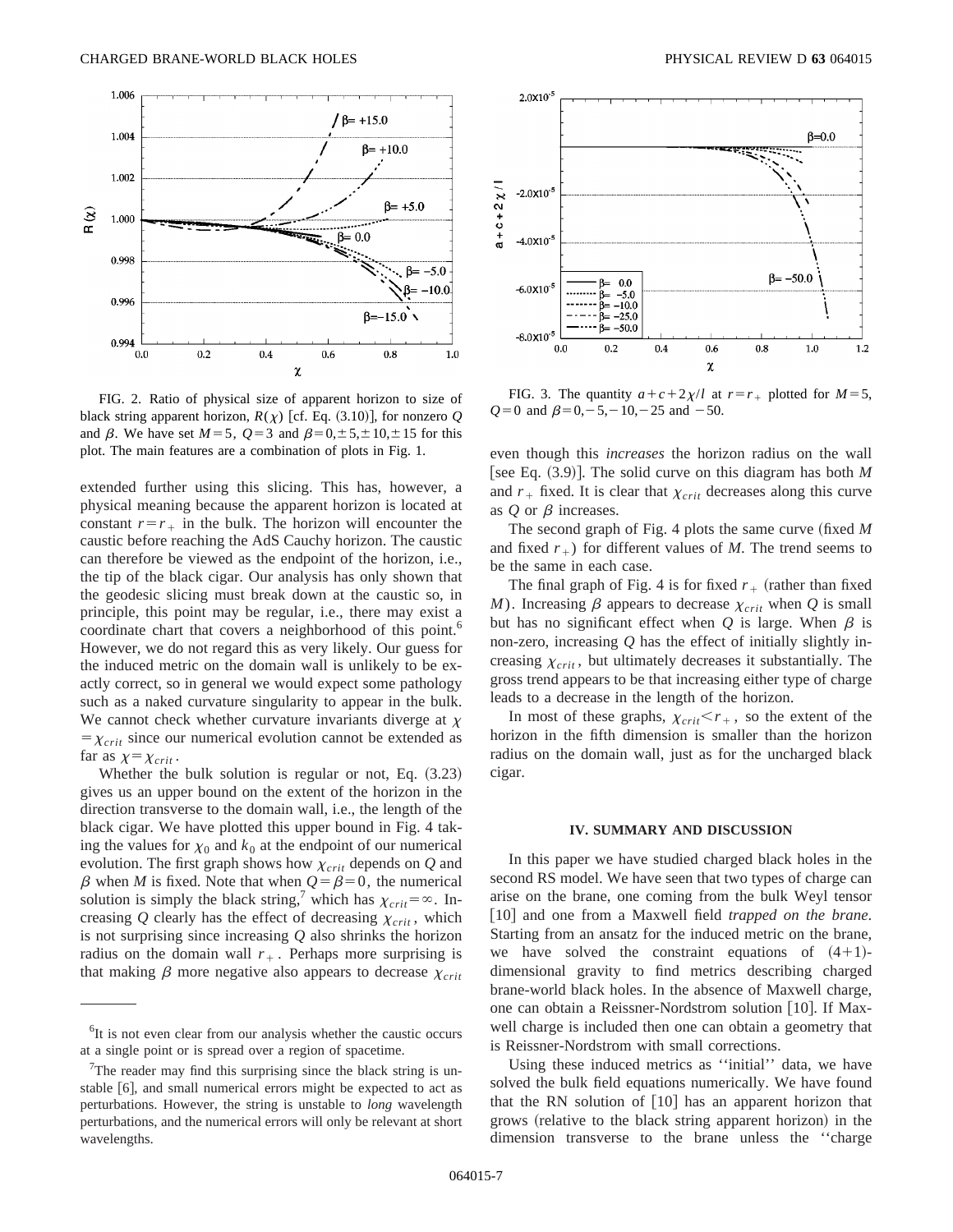FIG. 2. Ratio of physical size of apparent horizon to size of black string apparent horizon, $R(\chi)$ [cf. Eq. (3.10)], for nonzero $Q$ and $\beta$. We have set $M=5$, $Q=3$ and $\beta=0,\pm 5,\pm 10,\pm 15$ for this plot. The main features are a combination of plots in Fig. 1.

FIG. 3. The quantity $a+c+2\chi/l$ at $r=r_+$ plotted for $M=5$, $Q=0$ and $\beta=0,-5,-10,-25$ and $-50$.

extended further using this slicing. This has, however, a physical meaning because the apparent horizon is located at constant $r=r_+$ in the bulk. The horizon will encounter the caustic before reaching the AdS Cauchy horizon. The caustic can therefore be viewed as the endpoint of the horizon, i.e., the tip of the black cigar. Our analysis has only shown that the geodesic slicing must break down at the caustic so, in principle, this point may be regular, i.e., there may exist a coordinate chart that covers a neighborhood of this point.[6] However, we do not regard this as very likely. Our guess for the induced metric on the domain wall is unlikely to be exactly correct, so in general we would expect some pathology such as a naked curvature singularity to appear in the bulk. We cannot check whether curvature invariants diverge at $\chi=\chi_{crit}$ since our numerical evolution cannot be extended as far as $\chi=\chi_{crit}$.

Whether the bulk solution is regular or not, Eq. (3.23) gives us an upper bound on the extent of the horizon in the direction transverse to the domain wall, i.e., the length of the black cigar. We have plotted this upper bound in Fig. 4 taking the values for $\chi_0$ and $k_0$ at the endpoint of our numerical evolution. The first graph shows how $\chi_{crit}$ depends on $Q$ and $\beta$ when $M$ is fixed. Note that when $Q=\beta=0$, the numerical solution is simply the black string,[7] which has $\chi_{crit}=\infty$. Increasing $Q$ clearly has the effect of decreasing $\chi_{crit}$, which is not surprising since increasing $Q$ also shrinks the horizon radius on the domain wall $r_+$. Perhaps more surprising is that making $\beta$ more negative also appears to decrease $\chi_{crit}$ even though this *increases* the horizon radius on the wall [see Eq. (3.9)]. The solid curve on this diagram has both $M$ and $r_+$ fixed. It is clear that $\chi_{crit}$ decreases along this curve as $Q$ or $\beta$ increases.

The second graph of Fig. 4 plots the same curve (fixed $M$ and fixed $r_+$) for different values of $M$. The trend seems to be the same in each case.

The final graph of Fig. 4 is for fixed $r_+$ (rather than fixed $M$). Increasing $\beta$ appears to decrease $\chi_{crit}$ when $Q$ is small but has no significant effect when $Q$ is large. When $\beta$ is non-zero, increasing $Q$ has the effect of initially slightly increasing $\chi_{crit}$, but ultimately decreases it substantially. The gross trend appears to be that increasing either type of charge leads to a decrease in the length of the horizon.

In most of these graphs, $\chi_{crit}<r_+$, so the extent of the horizon in the fifth dimension is smaller than the horizon radius on the domain wall, just as for the uncharged black cigar.

## IV. SUMMARY AND DISCUSSION

In this paper we have studied charged black holes in the second RS model. We have seen that two types of charge can arise on the brane, one coming from the bulk Weyl tensor [10] and one from a Maxwell field *trapped on the brane*. Starting from an ansatz for the induced metric on the brane, we have solved the constraint equations of (4+1)-dimensional gravity to find metrics describing charged brane-world black holes. In the absence of Maxwell charge, one can obtain a Reissner-Nordstrom solution [10]. If Maxwell charge is included then one can obtain a geometry that is Reissner-Nordstrom with small corrections.

Using these induced metrics as ''initial'' data, we have solved the bulk field equations numerically. We have found that the RN solution of [10] has an apparent horizon that grows (relative to the black string apparent horizon) in the dimension transverse to the brane unless the ''charge

[6] It is not even clear from our analysis whether the caustic occurs at a single point or is spread over a region of spacetime.

[7] The reader may find this surprising since the black string is unstable [6], and small numerical errors might be expected to act as perturbations. However, the string is unstable to *long* wavelength perturbations, and the numerical errors will only be relevant at short wavelengths.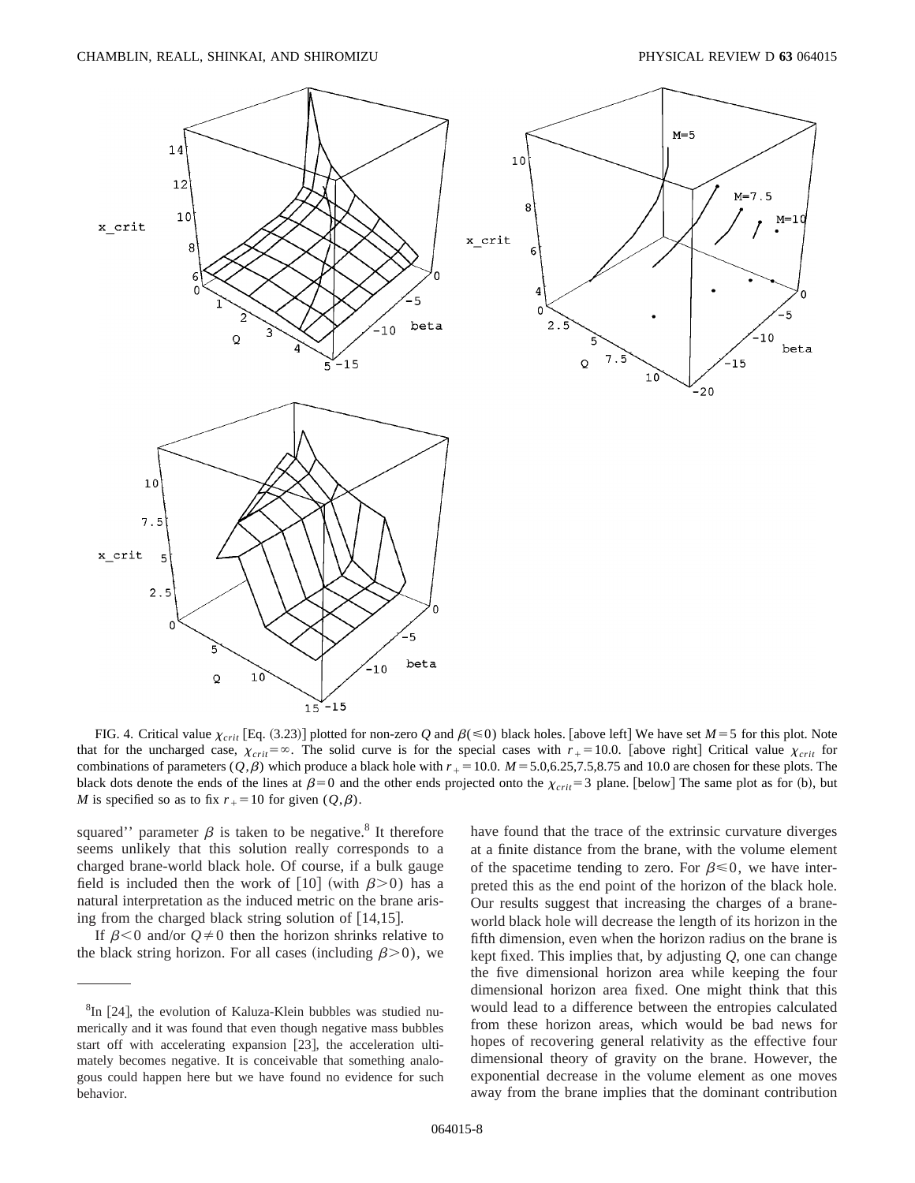FIG. 4. Critical value $\chi_{crit}$ [Eq. (3.23)] plotted for non-zero $Q$ and $\beta(\leq 0)$ black holes. [above left] We have set $M=5$ for this plot. Note that for the uncharged case, $\chi_{crit}=\infty$. The solid curve is for the special cases with $r_+=10.0$. [above right] Critical value $\chi_{crit}$ for combinations of parameters $(Q,\beta)$ which produce a black hole with $r_+=10.0$. $M=5.0,6.25,7.5,8.75$ and $10.0$ are chosen for these plots. The black dots denote the ends of the lines at $\beta=0$ and the other ends projected onto the $\chi_{crit}=3$ plane. [below] The same plot as for (b), but $M$ is specified so as to fix $r_+=10$ for given $(Q,\beta)$.

squared'' parameter $\beta$ is taken to be negative.[8] It therefore seems unlikely that this solution really corresponds to a charged brane-world black hole. Of course, if a bulk gauge field is included then the work of [10] (with $\beta>0$) has a natural interpretation as the induced metric on the brane arising from the charged black string solution of [14,15].

If $\beta<0$ and/or $Q\neq 0$ then the horizon shrinks relative to the black string horizon. For all cases (including $\beta>0$), we have found that the trace of the extrinsic curvature diverges at a finite distance from the brane, with the volume element of the spacetime tending to zero. For $\beta\leq 0$, we have interpreted this as the end point of the horizon of the black hole. Our results suggest that increasing the charges of a brane-world black hole will decrease the length of its horizon in the fifth dimension, even when the horizon radius on the brane is kept fixed. This implies that, by adjusting $Q$, one can change the five dimensional horizon area while keeping the four dimensional horizon area fixed. One might think that this would lead to a difference between the entropies calculated from these horizon areas, which would be bad news for hopes of recovering general relativity as the effective four dimensional theory of gravity on the brane. However, the exponential decrease in the volume element as one moves away from the brane implies that the dominant contribution

[8] In [24], the evolution of Kaluza-Klein bubbles was studied numerically and it was found that even though negative mass bubbles start off with accelerating expansion [23], the acceleration ultimately becomes negative. It is conceivable that something analogous could happen here but we have found no evidence for such behavior.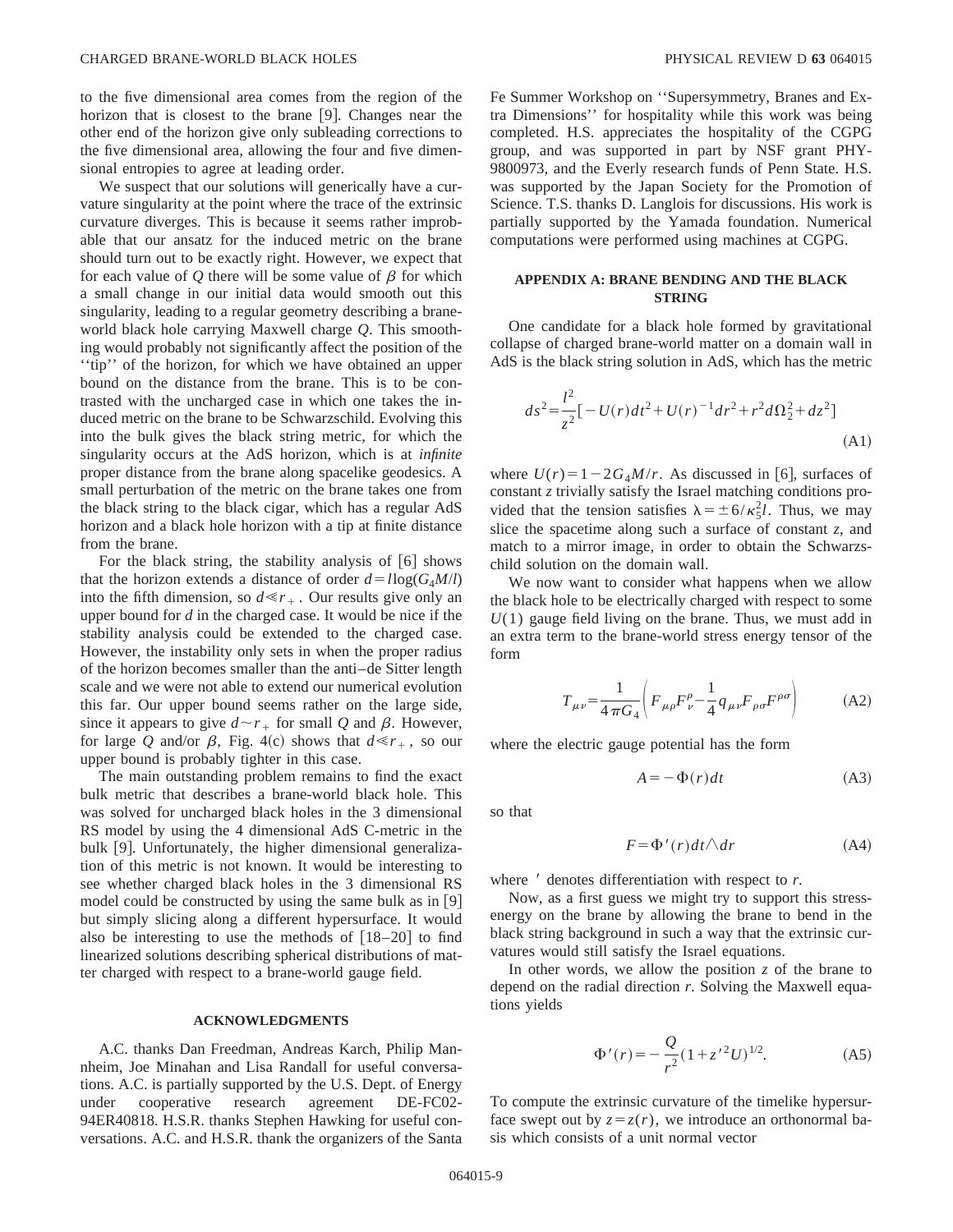to the five dimensional area comes from the region of the horizon that is closest to the brane [9]. Changes near the other end of the horizon give only subleading corrections to the five dimensional area, allowing the four and five dimensional entropies to agree at leading order.

We suspect that our solutions will generically have a curvature singularity at the point where the trace of the extrinsic curvature diverges. This is because it seems rather improbable that our ansatz for the induced metric on the brane should turn out to be exactly right. However, we expect that for each value of $Q$ there will be some value of $\beta$ for which a small change in our initial data would smooth out this singularity, leading to a regular geometry describing a brane-world black hole carrying Maxwell charge $Q$. This smoothing would probably not significantly affect the position of the "tip" of the horizon, for which we have obtained an upper bound on the distance from the brane. This is to be contrasted with the uncharged case in which one takes the induced metric on the brane to be Schwarzschild. Evolving this into the bulk gives the black string metric, for which the singularity occurs at the AdS horizon, which is at *infinite* proper distance from the brane along spacelike geodesics. A small perturbation of the metric on the brane takes one from the black string to the black cigar, which has a regular AdS horizon and a black hole horizon with a tip at finite distance from the brane.

For the black string, the stability analysis of [6] shows that the horizon extends a distance of order $d = l\log(G_4 M/l)$ into the fifth dimension, so $d \ll r_+$. Our results give only an upper bound for $d$ in the charged case. It would be nice if the stability analysis could be extended to the charged case. However, the instability only sets in when the proper radius of the horizon becomes smaller than the anti–de Sitter length scale and we were not able to extend our numerical evolution this far. Our upper bound seems rather on the large side, since it appears to give $d \sim r_+$ for small $Q$ and $\beta$. However, for large $Q$ and/or $\beta$, Fig. 4(c) shows that $d \ll r_+$, so our upper bound is probably tighter in this case.

The main outstanding problem remains to find the exact bulk metric that describes a brane-world black hole. This was solved for uncharged black holes in the 3 dimensional RS model by using the 4 dimensional AdS C-metric in the bulk [9]. Unfortunately, the higher dimensional generalization of this metric is not known. It would be interesting to see whether charged black holes in the 3 dimensional RS model could be constructed by using the same bulk as in [9] but simply slicing along a different hypersurface. It would also be interesting to use the methods of [18–20] to find linearized solutions describing spherical distributions of matter charged with respect to a brane-world gauge field.

## ACKNOWLEDGMENTS

A.C. thanks Dan Freedman, Andreas Karch, Philip Mannheim, Joe Minahan and Lisa Randall for useful conversations. A.C. is partially supported by the U.S. Dept. of Energy under cooperative research agreement DE-FC02-94ER40818. H.S.R. thanks Stephen Hawking for useful conversations. A.C. and H.S.R. thank the organizers of the Santa Fe Summer Workshop on "Supersymmetry, Branes and Extra Dimensions" for hospitality while this work was being completed. H.S. appreciates the hospitality of the CGPG group, and was supported in part by NSF grant PHY-9800973, and the Everly research funds of Penn State. H.S. was supported by the Japan Society for the Promotion of Science. T.S. thanks D. Langlois for discussions. His work is partially supported by the Yamada foundation. Numerical computations were performed using machines at CGPG.

## APPENDIX A: BRANE BENDING AND THE BLACK STRING

One candidate for a black hole formed by gravitational collapse of charged brane-world matter on a domain wall in AdS is the black string solution in AdS, which has the metric

$$ds^2 = \frac{l^2}{z^2}\left[-U(r)dt^2 + U(r)^{-1}dr^2 + r^2 d\Omega_2^2 + dz^2\right] \tag{A1}$$

where $U(r) = 1 - 2G_4 M/r$. As discussed in [6], surfaces of constant $z$ trivially satisfy the Israel matching conditions provided that the tension satisfies $\lambda = \pm 6/\kappa_5^2 l$. Thus, we may slice the spacetime along such a surface of constant $z$, and match to a mirror image, in order to obtain the Schwarzschild solution on the domain wall.

We now want to consider what happens when we allow the black hole to be electrically charged with respect to some $U(1)$ gauge field living on the brane. Thus, we must add in an extra term to the brane-world stress energy tensor of the form

$$T_{\mu\nu} = \frac{1}{4\pi G_4}\left(F_{\mu\rho}F^{\rho}_{\nu} - \frac{1}{4}q_{\mu\nu}F_{\rho\sigma}F^{\rho\sigma}\right) \tag{A2}$$

where the electric gauge potential has the form

$$A = -\Phi(r)dt \tag{A3}$$

so that

$$F = \Phi'(r)dt \wedge dr \tag{A4}$$

where $'$ denotes differentiation with respect to $r$.

Now, as a first guess we might try to support this stress-energy on the brane by allowing the brane to bend in the black string background in such a way that the extrinsic curvatures would still satisfy the Israel equations.

In other words, we allow the position $z$ of the brane to depend on the radial direction $r$. Solving the Maxwell equations yields

$$\Phi'(r) = -\frac{Q}{r^2}(1 + z'^2 U)^{1/2}. \tag{A5}$$

To compute the extrinsic curvature of the timelike hypersurface swept out by $z = z(r)$, we introduce an orthonormal basis which consists of a unit normal vector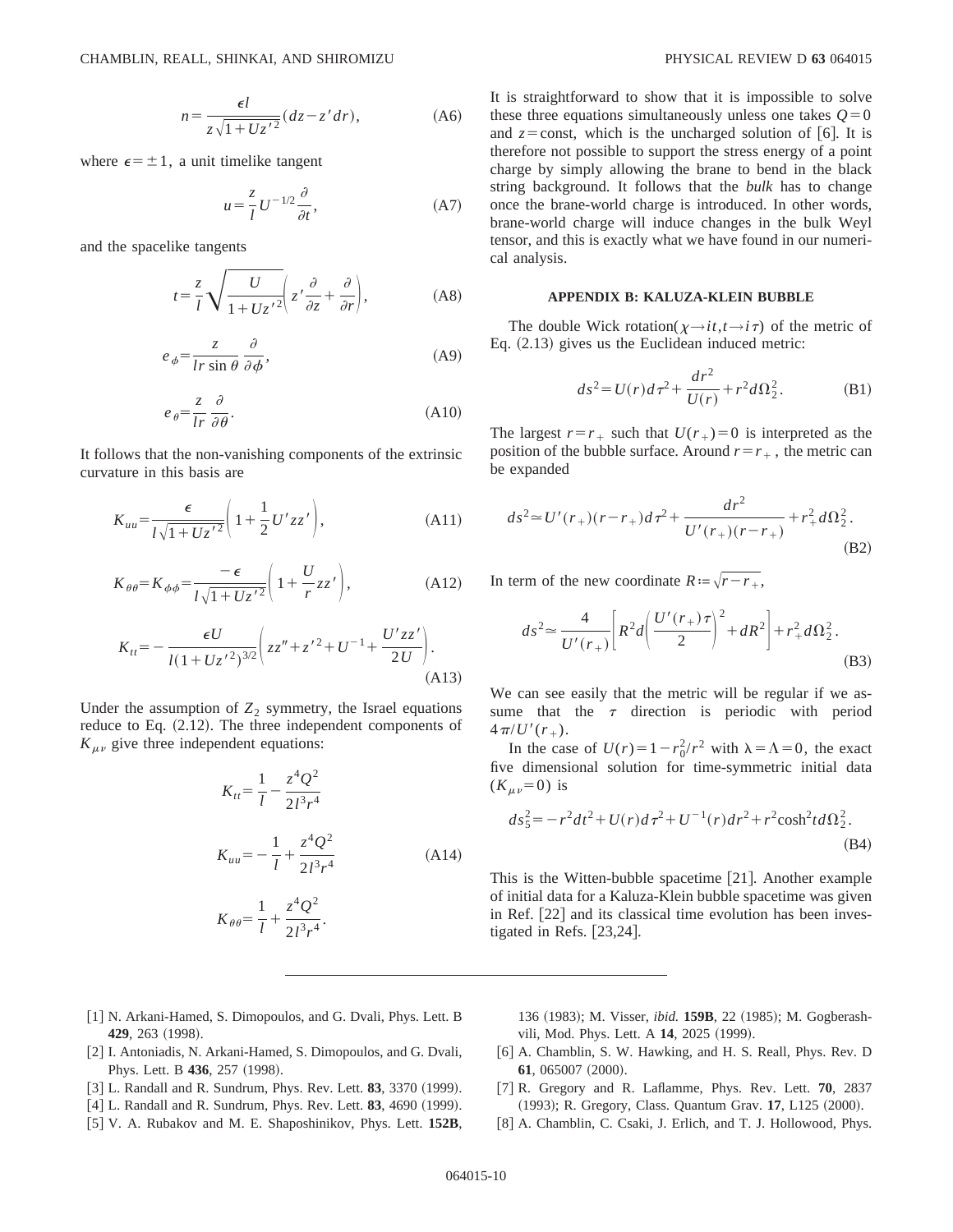$$n = \frac{\epsilon l}{z\sqrt{1+Uz'^2}}(dz - z'dr), \tag{A6}$$

where $\epsilon = \pm 1$, a unit timelike tangent

$$u = \frac{z}{l}U^{-1/2}\frac{\partial}{\partial t}, \tag{A7}$$

and the spacelike tangents

$$t = \frac{z}{l}\sqrt{\frac{U}{1+Uz'^2}}\left(z'\frac{\partial}{\partial z} + \frac{\partial}{\partial r}\right), \tag{A8}$$

$$e_\phi = \frac{z}{lr\sin\theta}\frac{\partial}{\partial\phi}, \tag{A9}$$

$$e_\theta = \frac{z}{lr}\frac{\partial}{\partial\theta}. \tag{A10}$$

It follows that the non-vanishing components of the extrinsic curvature in this basis are

$$K_{uu} = \frac{\epsilon}{l\sqrt{1+Uz'^2}}\left(1 + \frac{1}{2}U'zz'\right), \tag{A11}$$

$$K_{\theta\theta} = K_{\phi\phi} = \frac{-\epsilon}{l\sqrt{1+Uz'^2}}\left(1 + \frac{U}{r}zz'\right), \tag{A12}$$

$$K_{tt} = -\frac{\epsilon U}{l(1+Uz'^2)^{3/2}}\left(zz'' + z'^2 + U^{-1} + \frac{U'zz'}{2U}\right). \tag{A13}$$

Under the assumption of $Z_2$ symmetry, the Israel equations reduce to Eq. (2.12). The three independent components of $K_{\mu\nu}$ give three independent equations:

$$K_{tt} = \frac{1}{l} - \frac{z^4Q^2}{2l^3r^4}$$

$$K_{uu} = -\frac{1}{l} + \frac{z^4Q^2}{2l^3r^4} \tag{A14}$$

$$K_{\theta\theta} = \frac{1}{l} + \frac{z^4Q^2}{2l^3r^4}.$$

It is straightforward to show that it is impossible to solve these three equations simultaneously unless one takes $Q=0$ and $z=\text{const}$, which is the uncharged solution of [6]. It is therefore not possible to support the stress energy of a point charge by simply allowing the brane to bend in the black string background. It follows that the *bulk* has to change once the brane-world charge is introduced. In other words, brane-world charge will induce changes in the bulk Weyl tensor, and this is exactly what we have found in our numerical analysis.

## APPENDIX B: KALUZA-KLEIN BUBBLE

The double Wick rotation($\chi \to it, t \to i\tau$) of the metric of Eq. (2.13) gives us the Euclidean induced metric:

$$ds^2 = U(r)d\tau^2 + \frac{dr^2}{U(r)} + r^2 d\Omega_2^2. \tag{B1}$$

The largest $r = r_+$ such that $U(r_+) = 0$ is interpreted as the position of the bubble surface. Around $r = r_+$, the metric can be expanded

$$ds^2 \simeq U'(r_+)(r - r_+)d\tau^2 + \frac{dr^2}{U'(r_+)(r - r_+)} + r_+^2 d\Omega_2^2. \tag{B2}$$

In term of the new coordinate $R := \sqrt{r - r_+}$,

$$ds^2 \simeq \frac{4}{U'(r_+)}\left[R^2 d\left(\frac{U'(r_+)\tau}{2}\right)^2 + dR^2\right] + r_+^2 d\Omega_2^2. \tag{B3}$$

We can see easily that the metric will be regular if we assume that the $\tau$ direction is periodic with period $4\pi/U'(r_+)$.

In the case of $U(r) = 1 - r_0^2/r^2$ with $\lambda = \Lambda = 0$, the exact five dimensional solution for time-symmetric initial data ($K_{\mu\nu} = 0$) is

$$ds_5^2 = -r^2 dt^2 + U(r)d\tau^2 + U^{-1}(r)dr^2 + r^2\cosh^2 t d\Omega_2^2. \tag{B4}$$

This is the Witten-bubble spacetime [21]. Another example of initial data for a Kaluza-Klein bubble spacetime was given in Ref. [22] and its classical time evolution has been investigated in Refs. [23,24].

---

[1] N. Arkani-Hamed, S. Dimopoulos, and G. Dvali, Phys. Lett. B **429**, 263 (1998).

[2] I. Antoniadis, N. Arkani-Hamed, S. Dimopoulos, and G. Dvali, Phys. Lett. B **436**, 257 (1998).

[3] L. Randall and R. Sundrum, Phys. Rev. Lett. **83**, 3370 (1999).

[4] L. Randall and R. Sundrum, Phys. Rev. Lett. **83**, 4690 (1999).

[5] V. A. Rubakov and M. E. Shaposhinikov, Phys. Lett. **152B**, 136 (1983); M. Visser, *ibid.* **159B**, 22 (1985); M. Gogberashvili, Mod. Phys. Lett. A **14**, 2025 (1999).

[6] A. Chamblin, S. W. Hawking, and H. S. Reall, Phys. Rev. D **61**, 065007 (2000).

[7] R. Gregory and R. Laflamme, Phys. Rev. Lett. **70**, 2837 (1993); R. Gregory, Class. Quantum Grav. **17**, L125 (2000).

[8] A. Chamblin, C. Csaki, J. Erlich, and T. J. Hollowood, Phys.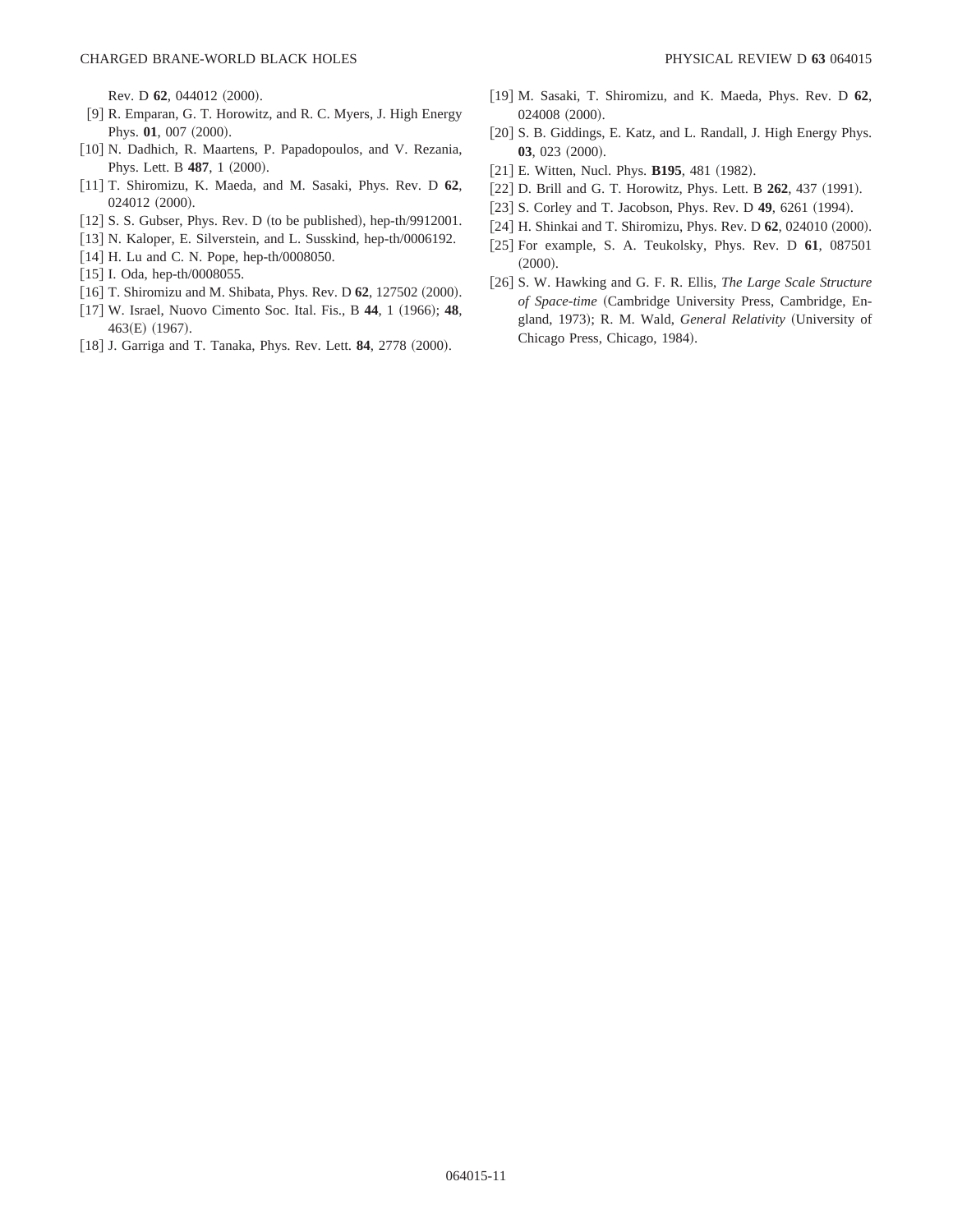Rev. D **62**, 044012 (2000).

[9] R. Emparan, G. T. Horowitz, and R. C. Myers, J. High Energy Phys. **01**, 007 (2000).

[10] N. Dadhich, R. Maartens, P. Papadopoulos, and V. Rezania, Phys. Lett. B **487**, 1 (2000).

[11] T. Shiromizu, K. Maeda, and M. Sasaki, Phys. Rev. D **62**, 024012 (2000).

[12] S. S. Gubser, Phys. Rev. D (to be published), hep-th/9912001.

[13] N. Kaloper, E. Silverstein, and L. Susskind, hep-th/0006192.

[14] H. Lu and C. N. Pope, hep-th/0008050.

[15] I. Oda, hep-th/0008055.

[16] T. Shiromizu and M. Shibata, Phys. Rev. D **62**, 127502 (2000).

[17] W. Israel, Nuovo Cimento Soc. Ital. Fis., B **44**, 1 (1966); **48**, 463(E) (1967).

[18] J. Garriga and T. Tanaka, Phys. Rev. Lett. **84**, 2778 (2000).

[19] M. Sasaki, T. Shiromizu, and K. Maeda, Phys. Rev. D **62**, 024008 (2000).

[20] S. B. Giddings, E. Katz, and L. Randall, J. High Energy Phys. **03**, 023 (2000).

[21] E. Witten, Nucl. Phys. **B195**, 481 (1982).

[22] D. Brill and G. T. Horowitz, Phys. Lett. B **262**, 437 (1991).

[23] S. Corley and T. Jacobson, Phys. Rev. D **49**, 6261 (1994).

[24] H. Shinkai and T. Shiromizu, Phys. Rev. D **62**, 024010 (2000).

[25] For example, S. A. Teukolsky, Phys. Rev. D **61**, 087501 (2000).

[26] S. W. Hawking and G. F. R. Ellis, *The Large Scale Structure of Space-time* (Cambridge University Press, Cambridge, England, 1973); R. M. Wald, *General Relativity* (University of Chicago Press, Chicago, 1984).